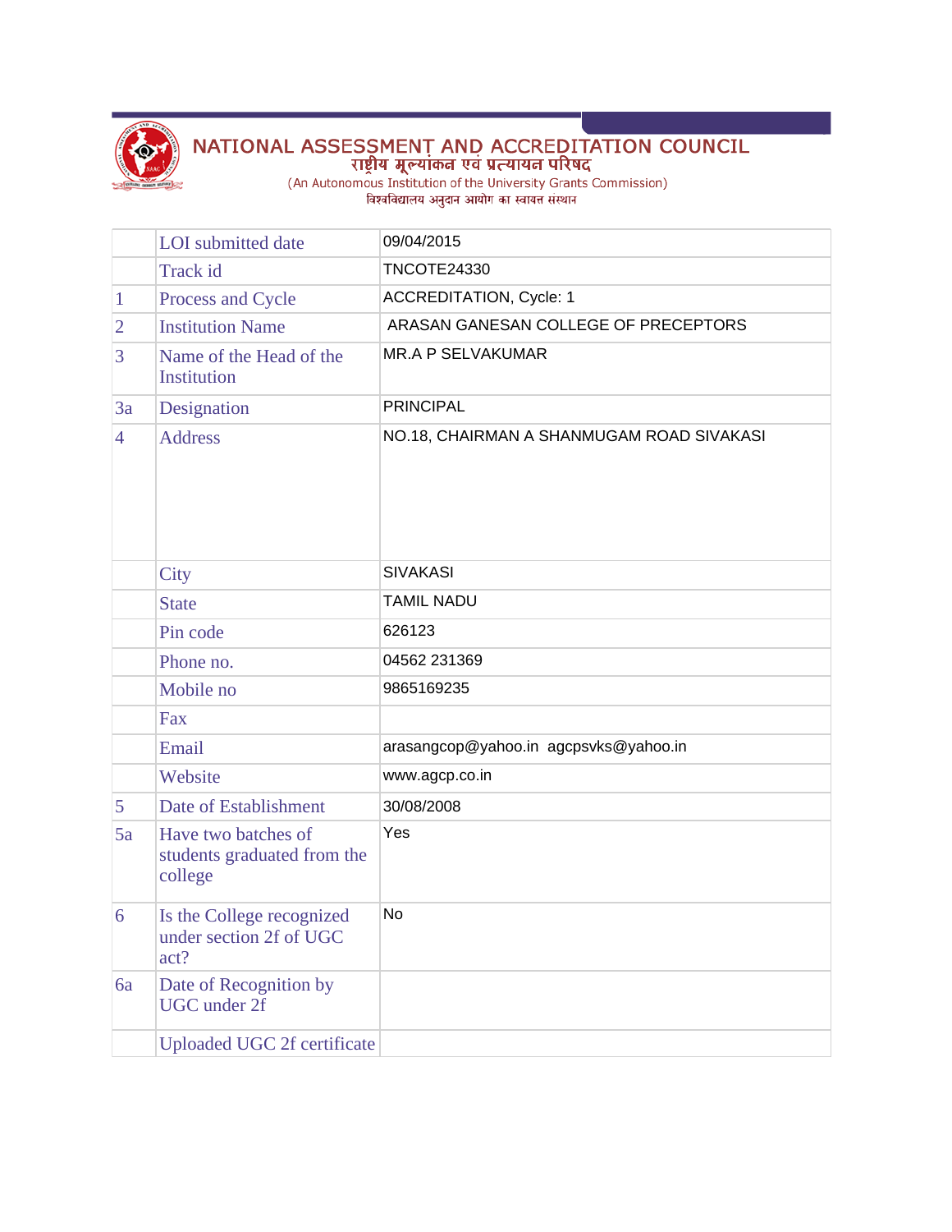# NATIONAL ASSESSMENT AND ACCREDITATION COUNCIL

राष्ट्रीय मूल्यांकन एवं प्रत्यायन परिषद

(An Autonomous Institution of the University Grants Commission)

विश्वविद्यालय अनुदान आयोग का स्वायत्त संस्थान

| | | |
|---|---|---|
| | LOI submitted date | 09/04/2015 |
| | Track id | TNCOTE24330 |
| 1 | Process and Cycle | ACCREDITATION, Cycle: 1 |
| 2 | Institution Name | ARASAN GANESAN COLLEGE OF PRECEPTORS |
| 3 | Name of the Head of the Institution | MR.A P SELVAKUMAR |
| 3a | Designation | PRINCIPAL |
| 4 | Address | NO.18, CHAIRMAN A SHANMUGAM ROAD SIVAKASI |
| | City | SIVAKASI |
| | State | TAMIL NADU |
| | Pin code | 626123 |
| | Phone no. | 04562 231369 |
| | Mobile no | 9865169235 |
| | Fax | |
| | Email | arasangcop@yahoo.in agcpsvks@yahoo.in |
| | Website | www.agcp.co.in |
| 5 | Date of Establishment | 30/08/2008 |
| 5a | Have two batches of students graduated from the college | Yes |
| 6 | Is the College recognized under section 2f of UGC act? | No |
| 6a | Date of Recognition by UGC under 2f | |
| | Uploaded UGC 2f certificate | |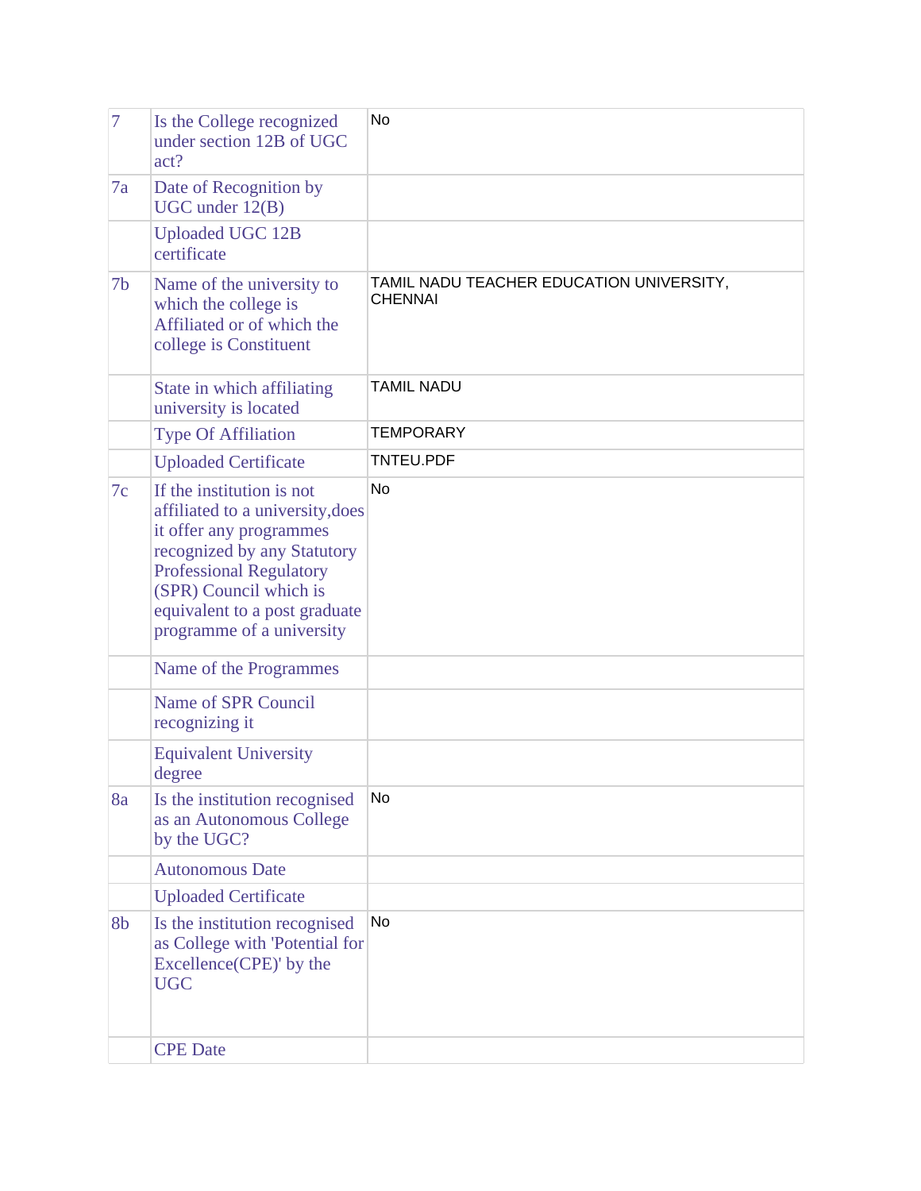| | | |
|---|---|---|
| 7 | Is the College recognized under section 12B of UGC act? | No |
| 7a | Date of Recognition by UGC under 12(B) | |
| | Uploaded UGC 12B certificate | |
| 7b | Name of the university to which the college is Affiliated or of which the college is Constituent | TAMIL NADU TEACHER EDUCATION UNIVERSITY, CHENNAI |
| | State in which affiliating university is located | TAMIL NADU |
| | Type Of Affiliation | TEMPORARY |
| | Uploaded Certificate | TNTEU.PDF |
| 7c | If the institution is not affiliated to a university,does it offer any programmes recognized by any Statutory Professional Regulatory (SPR) Council which is equivalent to a post graduate programme of a university | No |
| | Name of the Programmes | |
| | Name of SPR Council recognizing it | |
| | Equivalent University degree | |
| 8a | Is the institution recognised as an Autonomous College by the UGC? | No |
| | Autonomous Date | |
| | Uploaded Certificate | |
| 8b | Is the institution recognised as College with 'Potential for Excellence(CPE)' by the UGC | No |
| | CPE Date | |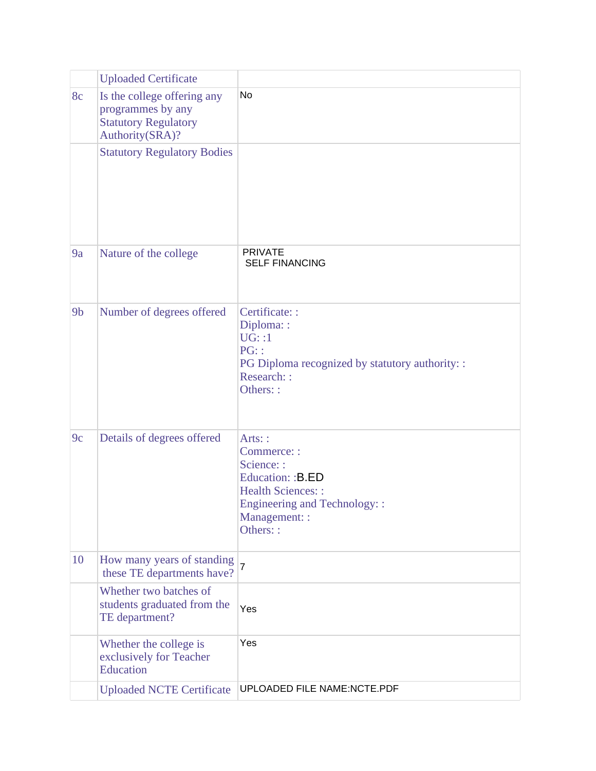| | | |
|---|---|---|
| | Uploaded Certificate | |
| 8c | Is the college offering any programmes by any Statutory Regulatory Authority(SRA)? | No |
| | Statutory Regulatory Bodies | |
| 9a | Nature of the college | PRIVATE<br>SELF FINANCING |
| 9b | Number of degrees offered | Certificate: :<br>Diploma: :<br>UG: :1<br>PG: :<br>PG Diploma recognized by statutory authority: :<br>Research: :<br>Others: : |
| 9c | Details of degrees offered | Arts: :<br>Commerce: :<br>Science: :<br>Education: :B.ED<br>Health Sciences: :<br>Engineering and Technology: :<br>Management: :<br>Others: : |
| 10 | How many years of standing these TE departments have? | 7 |
| | Whether two batches of students graduated from the TE department? | Yes |
| | Whether the college is exclusively for Teacher Education | Yes |
| | Uploaded NCTE Certificate | UPLOADED FILE NAME:NCTE.PDF |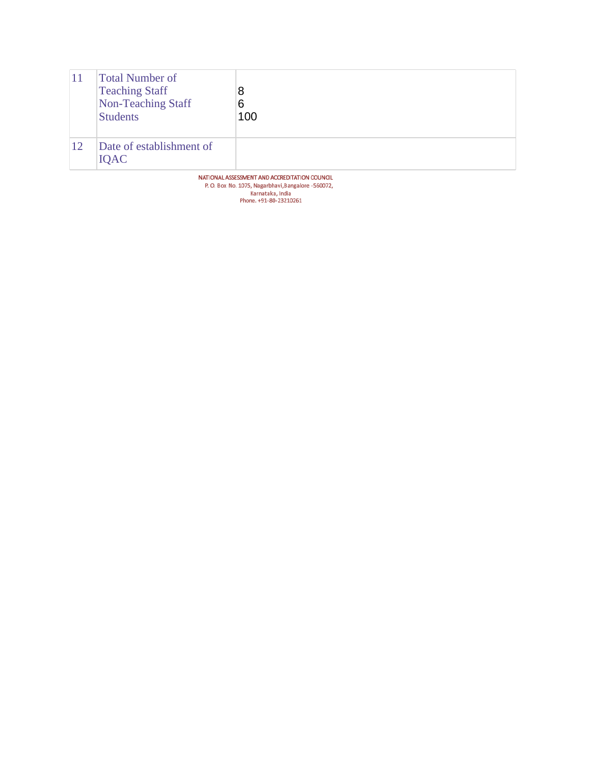| | | |
|---|---|---|
| 11 | Total Number of<br>Teaching Staff<br>Non-Teaching Staff<br>Students | 8<br>6<br>100 |
| 12 | Date of establishment of IQAC | |

NATIONAL ASSESSMENT AND ACCREDITATION COUNCIL
P. O. Box No. 1075, Nagarbhavi,Bangalore -560072,
Karnataka, India
Phone. +91-80-23210261